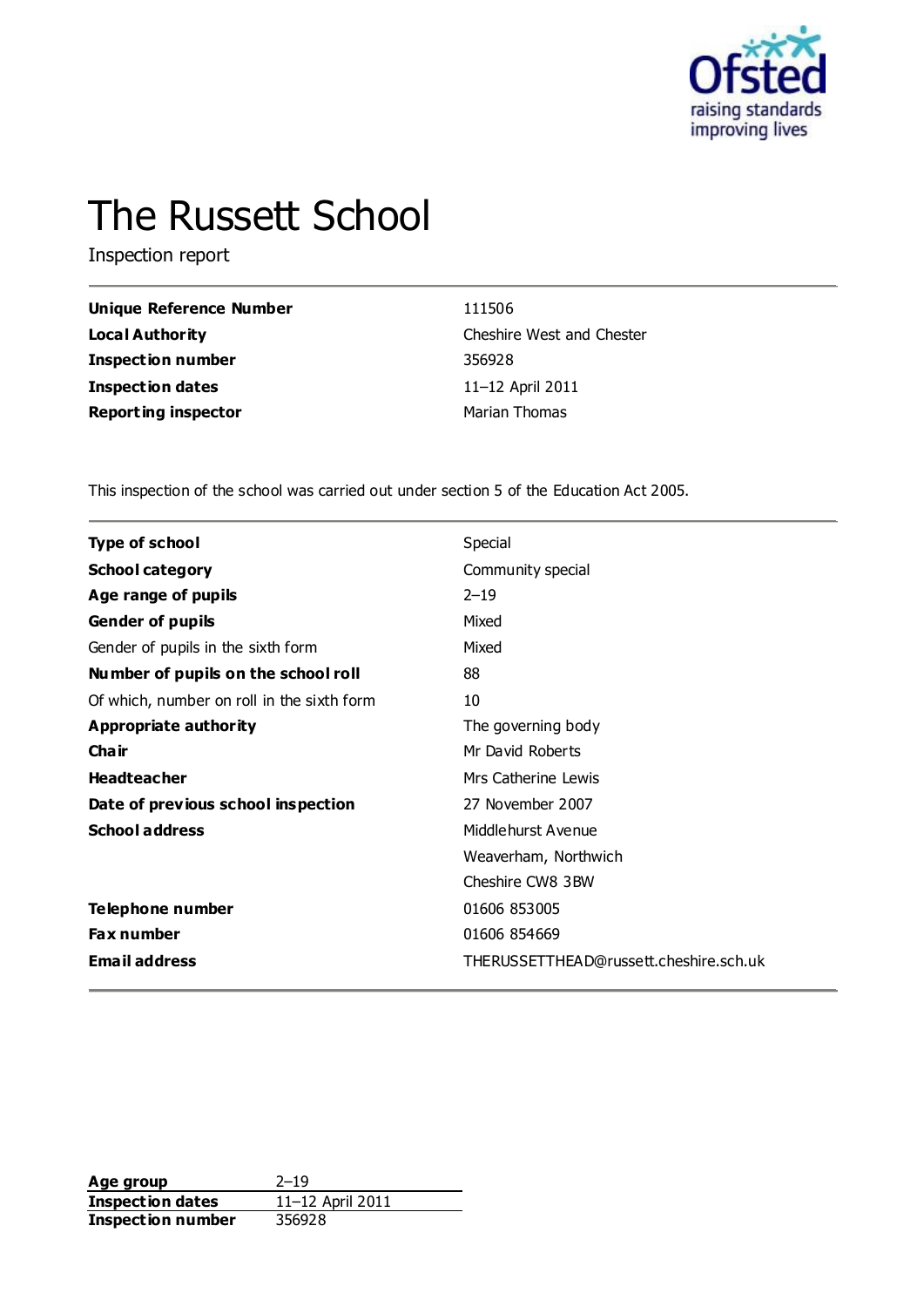# The Russett School

Inspection report

| | |
|---|---|
| **Unique Reference Number** | 111506 |
| **Local Authority** | Cheshire West and Chester |
| **Inspection number** | 356928 |
| **Inspection dates** | 11–12 April 2011 |
| **Reporting inspector** | Marian Thomas |

This inspection of the school was carried out under section 5 of the Education Act 2005.

| | |
|---|---|
| **Type of school** | Special |
| **School category** | Community special |
| **Age range of pupils** | 2–19 |
| **Gender of pupils** | Mixed |
| Gender of pupils in the sixth form | Mixed |
| **Number of pupils on the school roll** | 88 |
| Of which, number on roll in the sixth form | 10 |
| **Appropriate authority** | The governing body |
| **Chair** | Mr David Roberts |
| **Headteacher** | Mrs Catherine Lewis |
| **Date of previous school inspection** | 27 November 2007 |
| **School address** | Middlehurst Avenue<br>Weaverham, Northwich<br>Cheshire CW8 3BW |
| **Telephone number** | 01606 853005 |
| **Fax number** | 01606 854669 |
| **Email address** | THERUSSETTHEAD@russett.cheshire.sch.uk |

| | |
|---|---|
| **Age group** | 2–19 |
| **Inspection dates** | 11–12 April 2011 |
| **Inspection number** | 356928 |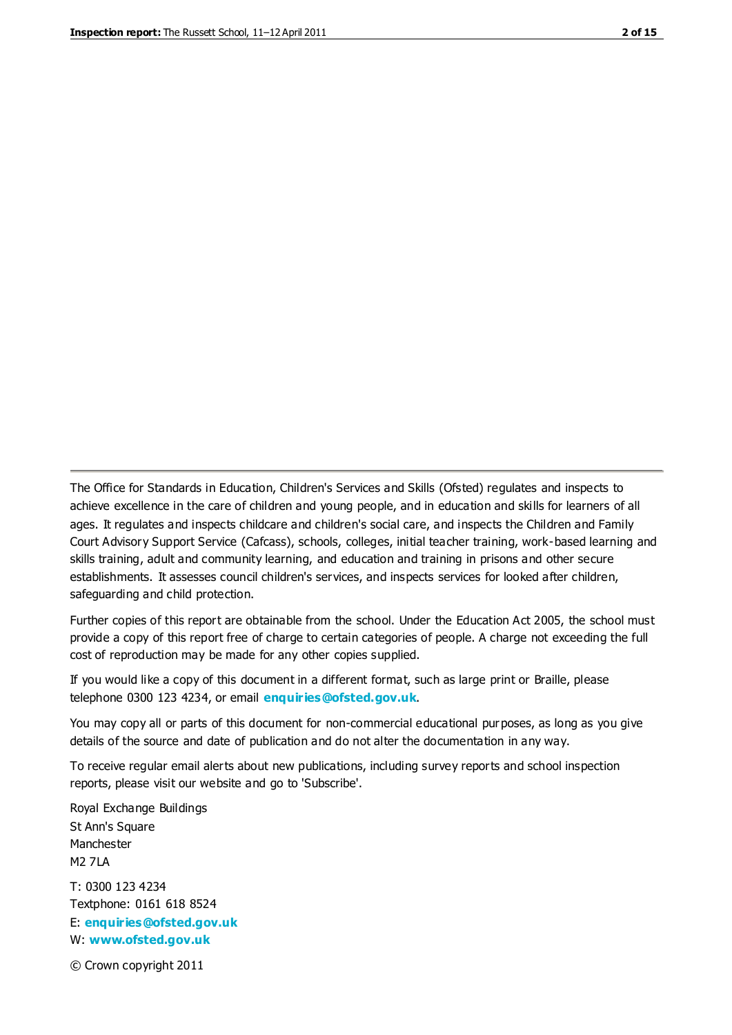The Office for Standards in Education, Children's Services and Skills (Ofsted) regulates and inspects to achieve excellence in the care of children and young people, and in education and skills for learners of all ages. It regulates and inspects childcare and children's social care, and inspects the Children and Family Court Advisory Support Service (Cafcass), schools, colleges, initial teacher training, work-based learning and skills training, adult and community learning, and education and training in prisons and other secure establishments. It assesses council children's services, and inspects services for looked after children, safeguarding and child protection.

Further copies of this report are obtainable from the school. Under the Education Act 2005, the school must provide a copy of this report free of charge to certain categories of people. A charge not exceeding the full cost of reproduction may be made for any other copies supplied.

If you would like a copy of this document in a different format, such as large print or Braille, please telephone 0300 123 4234, or email **enquiries@ofsted.gov.uk**.

You may copy all or parts of this document for non-commercial educational purposes, as long as you give details of the source and date of publication and do not alter the documentation in any way.

To receive regular email alerts about new publications, including survey reports and school inspection reports, please visit our website and go to 'Subscribe'.

Royal Exchange Buildings
St Ann's Square
Manchester
M2 7LA

T: 0300 123 4234
Textphone: 0161 618 8524
E: **enquiries@ofsted.gov.uk**
W: **www.ofsted.gov.uk**

© Crown copyright 2011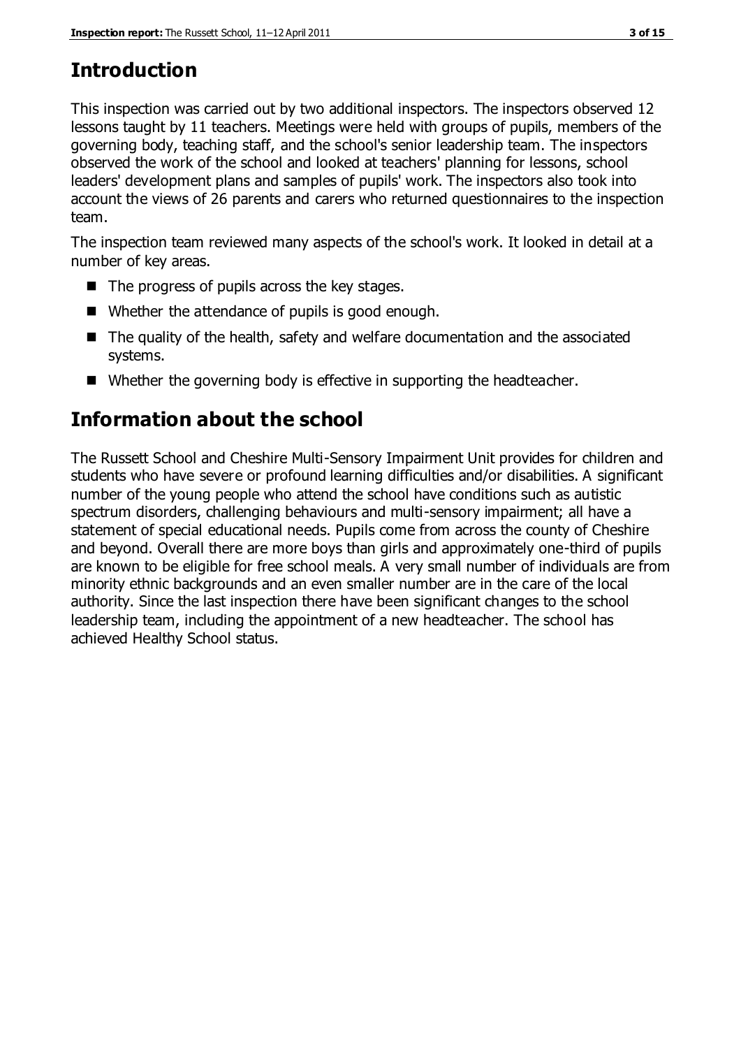# Introduction

This inspection was carried out by two additional inspectors. The inspectors observed 12 lessons taught by 11 teachers. Meetings were held with groups of pupils, members of the governing body, teaching staff, and the school's senior leadership team. The inspectors observed the work of the school and looked at teachers' planning for lessons, school leaders' development plans and samples of pupils' work. The inspectors also took into account the views of 26 parents and carers who returned questionnaires to the inspection team.

The inspection team reviewed many aspects of the school's work. It looked in detail at a number of key areas.

- The progress of pupils across the key stages.
- Whether the attendance of pupils is good enough.
- The quality of the health, safety and welfare documentation and the associated systems.
- Whether the governing body is effective in supporting the headteacher.

# Information about the school

The Russett School and Cheshire Multi-Sensory Impairment Unit provides for children and students who have severe or profound learning difficulties and/or disabilities. A significant number of the young people who attend the school have conditions such as autistic spectrum disorders, challenging behaviours and multi-sensory impairment; all have a statement of special educational needs. Pupils come from across the county of Cheshire and beyond. Overall there are more boys than girls and approximately one-third of pupils are known to be eligible for free school meals. A very small number of individuals are from minority ethnic backgrounds and an even smaller number are in the care of the local authority. Since the last inspection there have been significant changes to the school leadership team, including the appointment of a new headteacher. The school has achieved Healthy School status.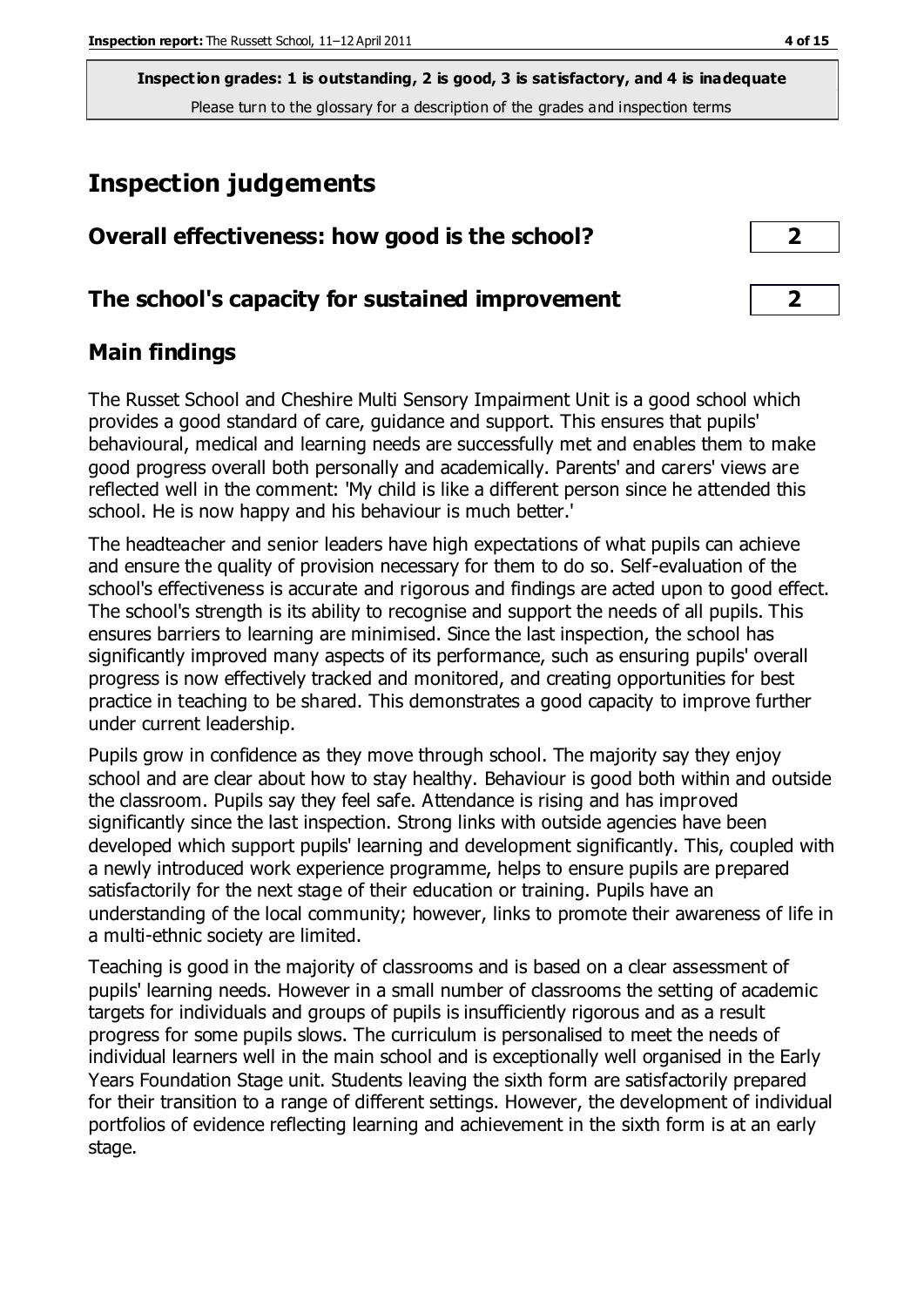**Inspection grades: 1 is outstanding, 2 is good, 3 is satisfactory, and 4 is inadequate**
Please turn to the glossary for a description of the grades and inspection terms

# Inspection judgements

| Overall effectiveness: how good is the school? | 2 |
|---|---|
| **The school's capacity for sustained improvement** | **2** |

## Main findings

The Russet School and Cheshire Multi Sensory Impairment Unit is a good school which provides a good standard of care, guidance and support. This ensures that pupils' behavioural, medical and learning needs are successfully met and enables them to make good progress overall both personally and academically. Parents' and carers' views are reflected well in the comment: 'My child is like a different person since he attended this school. He is now happy and his behaviour is much better.'

The headteacher and senior leaders have high expectations of what pupils can achieve and ensure the quality of provision necessary for them to do so. Self-evaluation of the school's effectiveness is accurate and rigorous and findings are acted upon to good effect. The school's strength is its ability to recognise and support the needs of all pupils. This ensures barriers to learning are minimised. Since the last inspection, the school has significantly improved many aspects of its performance, such as ensuring pupils' overall progress is now effectively tracked and monitored, and creating opportunities for best practice in teaching to be shared. This demonstrates a good capacity to improve further under current leadership.

Pupils grow in confidence as they move through school. The majority say they enjoy school and are clear about how to stay healthy. Behaviour is good both within and outside the classroom. Pupils say they feel safe. Attendance is rising and has improved significantly since the last inspection. Strong links with outside agencies have been developed which support pupils' learning and development significantly. This, coupled with a newly introduced work experience programme, helps to ensure pupils are prepared satisfactorily for the next stage of their education or training. Pupils have an understanding of the local community; however, links to promote their awareness of life in a multi-ethnic society are limited.

Teaching is good in the majority of classrooms and is based on a clear assessment of pupils' learning needs. However in a small number of classrooms the setting of academic targets for individuals and groups of pupils is insufficiently rigorous and as a result progress for some pupils slows. The curriculum is personalised to meet the needs of individual learners well in the main school and is exceptionally well organised in the Early Years Foundation Stage unit. Students leaving the sixth form are satisfactorily prepared for their transition to a range of different settings. However, the development of individual portfolios of evidence reflecting learning and achievement in the sixth form is at an early stage.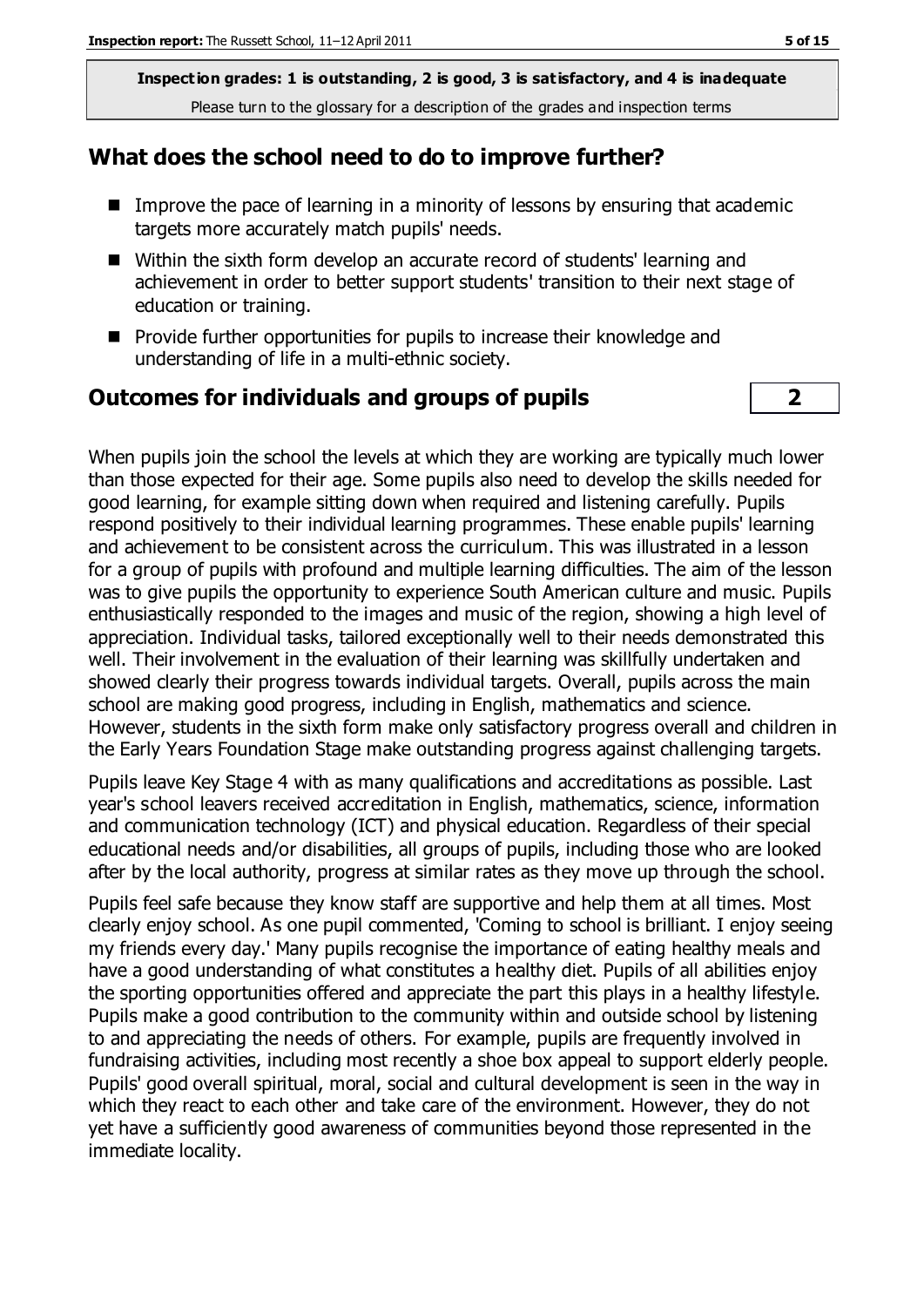**Inspection grades: 1 is outstanding, 2 is good, 3 is satisfactory, and 4 is inadequate**
Please turn to the glossary for a description of the grades and inspection terms

## What does the school need to do to improve further?

- Improve the pace of learning in a minority of lessons by ensuring that academic targets more accurately match pupils' needs.
- Within the sixth form develop an accurate record of students' learning and achievement in order to better support students' transition to their next stage of education or training.
- Provide further opportunities for pupils to increase their knowledge and understanding of life in a multi-ethnic society.

## Outcomes for individuals and groups of pupils **2**

When pupils join the school the levels at which they are working are typically much lower than those expected for their age. Some pupils also need to develop the skills needed for good learning, for example sitting down when required and listening carefully. Pupils respond positively to their individual learning programmes. These enable pupils' learning and achievement to be consistent across the curriculum. This was illustrated in a lesson for a group of pupils with profound and multiple learning difficulties. The aim of the lesson was to give pupils the opportunity to experience South American culture and music. Pupils enthusiastically responded to the images and music of the region, showing a high level of appreciation. Individual tasks, tailored exceptionally well to their needs demonstrated this well. Their involvement in the evaluation of their learning was skillfully undertaken and showed clearly their progress towards individual targets. Overall, pupils across the main school are making good progress, including in English, mathematics and science. However, students in the sixth form make only satisfactory progress overall and children in the Early Years Foundation Stage make outstanding progress against challenging targets.

Pupils leave Key Stage 4 with as many qualifications and accreditations as possible. Last year's school leavers received accreditation in English, mathematics, science, information and communication technology (ICT) and physical education. Regardless of their special educational needs and/or disabilities, all groups of pupils, including those who are looked after by the local authority, progress at similar rates as they move up through the school.

Pupils feel safe because they know staff are supportive and help them at all times. Most clearly enjoy school. As one pupil commented, 'Coming to school is brilliant. I enjoy seeing my friends every day.' Many pupils recognise the importance of eating healthy meals and have a good understanding of what constitutes a healthy diet. Pupils of all abilities enjoy the sporting opportunities offered and appreciate the part this plays in a healthy lifestyle. Pupils make a good contribution to the community within and outside school by listening to and appreciating the needs of others. For example, pupils are frequently involved in fundraising activities, including most recently a shoe box appeal to support elderly people. Pupils' good overall spiritual, moral, social and cultural development is seen in the way in which they react to each other and take care of the environment. However, they do not yet have a sufficiently good awareness of communities beyond those represented in the immediate locality.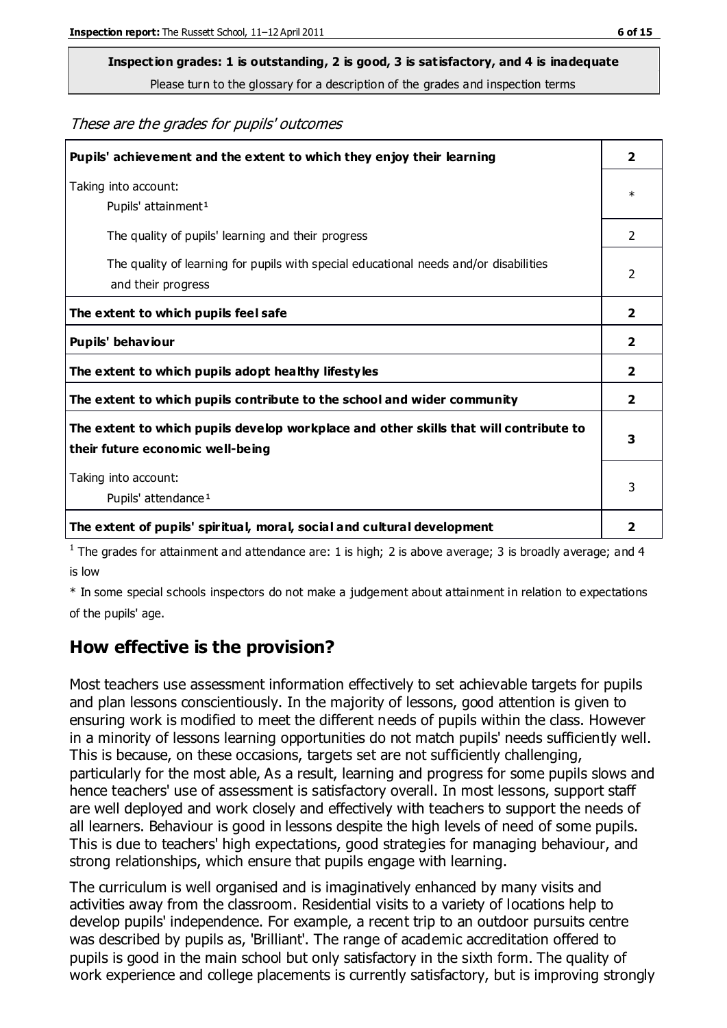**Inspection grades: 1 is outstanding, 2 is good, 3 is satisfactory, and 4 is inadequate**
Please turn to the glossary for a description of the grades and inspection terms

*These are the grades for pupils' outcomes*

| | |
|---|---|
| **Pupils' achievement and the extent to which they enjoy their learning** | **2** |
| Taking into account: Pupils' attainment[1] | * |
| The quality of pupils' learning and their progress | 2 |
| The quality of learning for pupils with special educational needs and/or disabilities and their progress | 2 |
| **The extent to which pupils feel safe** | **2** |
| **Pupils' behaviour** | **2** |
| **The extent to which pupils adopt healthy lifestyles** | **2** |
| **The extent to which pupils contribute to the school and wider community** | **2** |
| **The extent to which pupils develop workplace and other skills that will contribute to their future economic well-being** | **3** |
| Taking into account: Pupils' attendance[1] | 3 |
| **The extent of pupils' spiritual, moral, social and cultural development** | **2** |

[1] The grades for attainment and attendance are: 1 is high; 2 is above average; 3 is broadly average; and 4 is low

* In some special schools inspectors do not make a judgement about attainment in relation to expectations of the pupils' age.

## How effective is the provision?

Most teachers use assessment information effectively to set achievable targets for pupils and plan lessons conscientiously. In the majority of lessons, good attention is given to ensuring work is modified to meet the different needs of pupils within the class. However in a minority of lessons learning opportunities do not match pupils' needs sufficiently well. This is because, on these occasions, targets set are not sufficiently challenging, particularly for the most able, As a result, learning and progress for some pupils slows and hence teachers' use of assessment is satisfactory overall. In most lessons, support staff are well deployed and work closely and effectively with teachers to support the needs of all learners. Behaviour is good in lessons despite the high levels of need of some pupils. This is due to teachers' high expectations, good strategies for managing behaviour, and strong relationships, which ensure that pupils engage with learning.

The curriculum is well organised and is imaginatively enhanced by many visits and activities away from the classroom. Residential visits to a variety of locations help to develop pupils' independence. For example, a recent trip to an outdoor pursuits centre was described by pupils as, 'Brilliant'. The range of academic accreditation offered to pupils is good in the main school but only satisfactory in the sixth form. The quality of work experience and college placements is currently satisfactory, but is improving strongly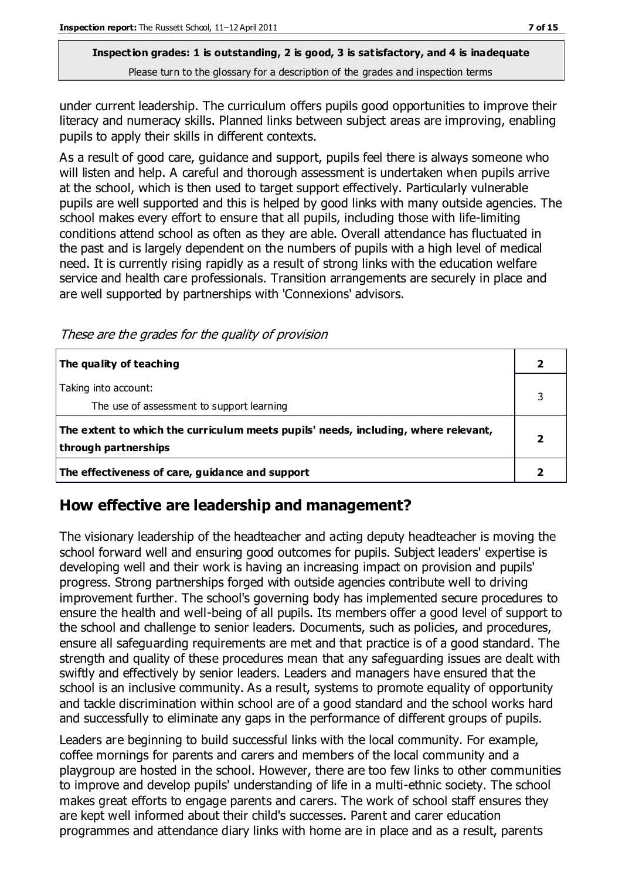under current leadership. The curriculum offers pupils good opportunities to improve their literacy and numeracy skills. Planned links between subject areas are improving, enabling pupils to apply their skills in different contexts.

As a result of good care, guidance and support, pupils feel there is always someone who will listen and help. A careful and thorough assessment is undertaken when pupils arrive at the school, which is then used to target support effectively. Particularly vulnerable pupils are well supported and this is helped by good links with many outside agencies. The school makes every effort to ensure that all pupils, including those with life-limiting conditions attend school as often as they are able. Overall attendance has fluctuated in the past and is largely dependent on the numbers of pupils with a high level of medical need. It is currently rising rapidly as a result of strong links with the education welfare service and health care professionals. Transition arrangements are securely in place and are well supported by partnerships with 'Connexions' advisors.

*These are the grades for the quality of provision*

| | |
|---|---|
| **The quality of teaching** | **2** |
| Taking into account:<br>The use of assessment to support learning | 3 |
| **The extent to which the curriculum meets pupils' needs, including, where relevant, through partnerships** | **2** |
| **The effectiveness of care, guidance and support** | **2** |

## How effective are leadership and management?

The visionary leadership of the headteacher and acting deputy headteacher is moving the school forward well and ensuring good outcomes for pupils. Subject leaders' expertise is developing well and their work is having an increasing impact on provision and pupils' progress. Strong partnerships forged with outside agencies contribute well to driving improvement further. The school's governing body has implemented secure procedures to ensure the health and well-being of all pupils. Its members offer a good level of support to the school and challenge to senior leaders. Documents, such as policies, and procedures, ensure all safeguarding requirements are met and that practice is of a good standard. The strength and quality of these procedures mean that any safeguarding issues are dealt with swiftly and effectively by senior leaders. Leaders and managers have ensured that the school is an inclusive community. As a result, systems to promote equality of opportunity and tackle discrimination within school are of a good standard and the school works hard and successfully to eliminate any gaps in the performance of different groups of pupils.

Leaders are beginning to build successful links with the local community. For example, coffee mornings for parents and carers and members of the local community and a playgroup are hosted in the school. However, there are too few links to other communities to improve and develop pupils' understanding of life in a multi-ethnic society. The school makes great efforts to engage parents and carers. The work of school staff ensures they are kept well informed about their child's successes. Parent and carer education programmes and attendance diary links with home are in place and as a result, parents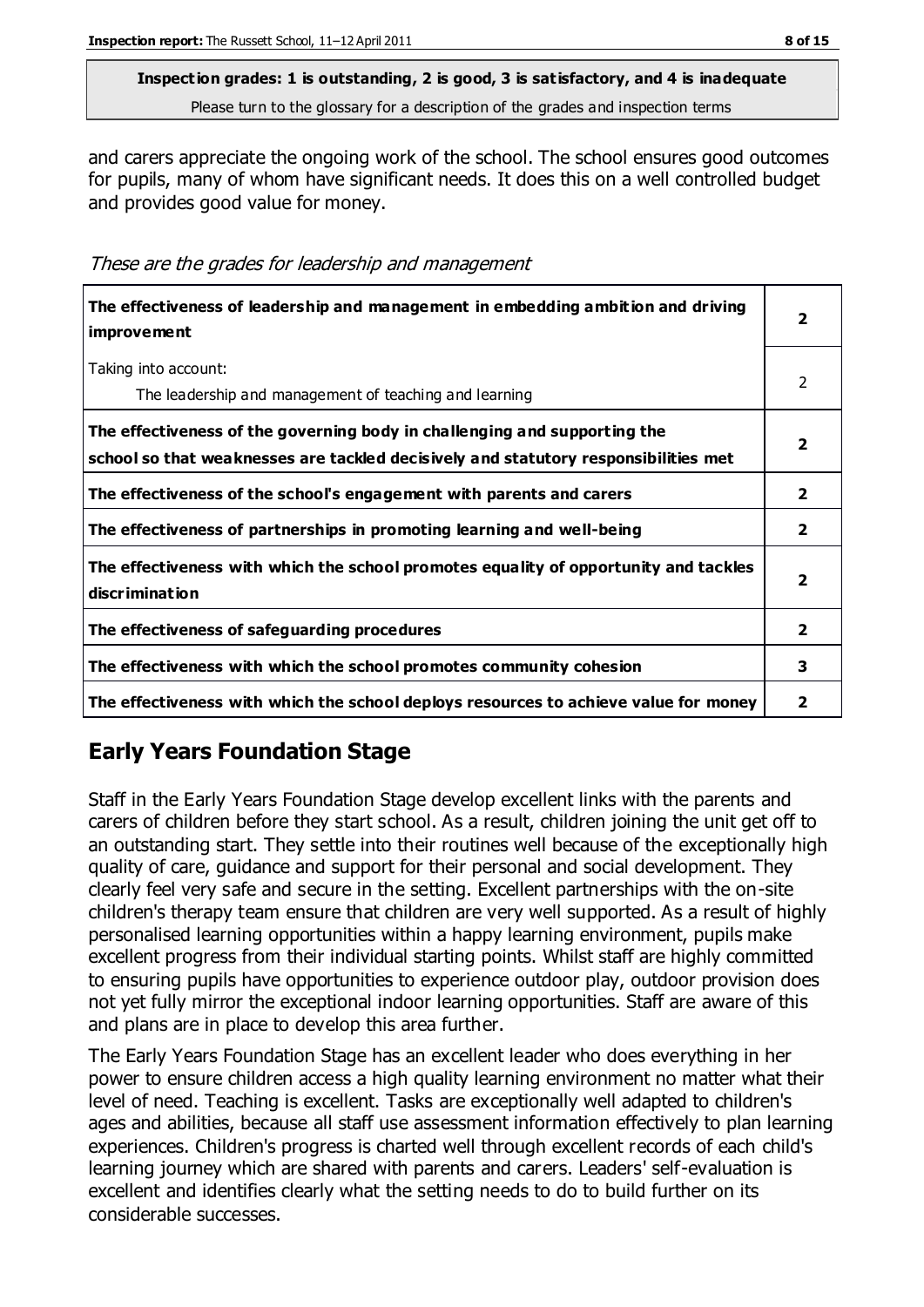and carers appreciate the ongoing work of the school. The school ensures good outcomes for pupils, many of whom have significant needs. It does this on a well controlled budget and provides good value for money.

*These are the grades for leadership and management*

| | |
|---|---|
| **The effectiveness of leadership and management in embedding ambition and driving improvement** | **2** |
| Taking into account:<br>The leadership and management of teaching and learning | 2 |
| **The effectiveness of the governing body in challenging and supporting the school so that weaknesses are tackled decisively and statutory responsibilities met** | **2** |
| **The effectiveness of the school's engagement with parents and carers** | **2** |
| **The effectiveness of partnerships in promoting learning and well-being** | **2** |
| **The effectiveness with which the school promotes equality of opportunity and tackles discrimination** | **2** |
| **The effectiveness of safeguarding procedures** | **2** |
| **The effectiveness with which the school promotes community cohesion** | **3** |
| **The effectiveness with which the school deploys resources to achieve value for money** | **2** |

## Early Years Foundation Stage

Staff in the Early Years Foundation Stage develop excellent links with the parents and carers of children before they start school. As a result, children joining the unit get off to an outstanding start. They settle into their routines well because of the exceptionally high quality of care, guidance and support for their personal and social development. They clearly feel very safe and secure in the setting. Excellent partnerships with the on-site children's therapy team ensure that children are very well supported. As a result of highly personalised learning opportunities within a happy learning environment, pupils make excellent progress from their individual starting points. Whilst staff are highly committed to ensuring pupils have opportunities to experience outdoor play, outdoor provision does not yet fully mirror the exceptional indoor learning opportunities. Staff are aware of this and plans are in place to develop this area further.

The Early Years Foundation Stage has an excellent leader who does everything in her power to ensure children access a high quality learning environment no matter what their level of need. Teaching is excellent. Tasks are exceptionally well adapted to children's ages and abilities, because all staff use assessment information effectively to plan learning experiences. Children's progress is charted well through excellent records of each child's learning journey which are shared with parents and carers. Leaders' self-evaluation is excellent and identifies clearly what the setting needs to do to build further on its considerable successes.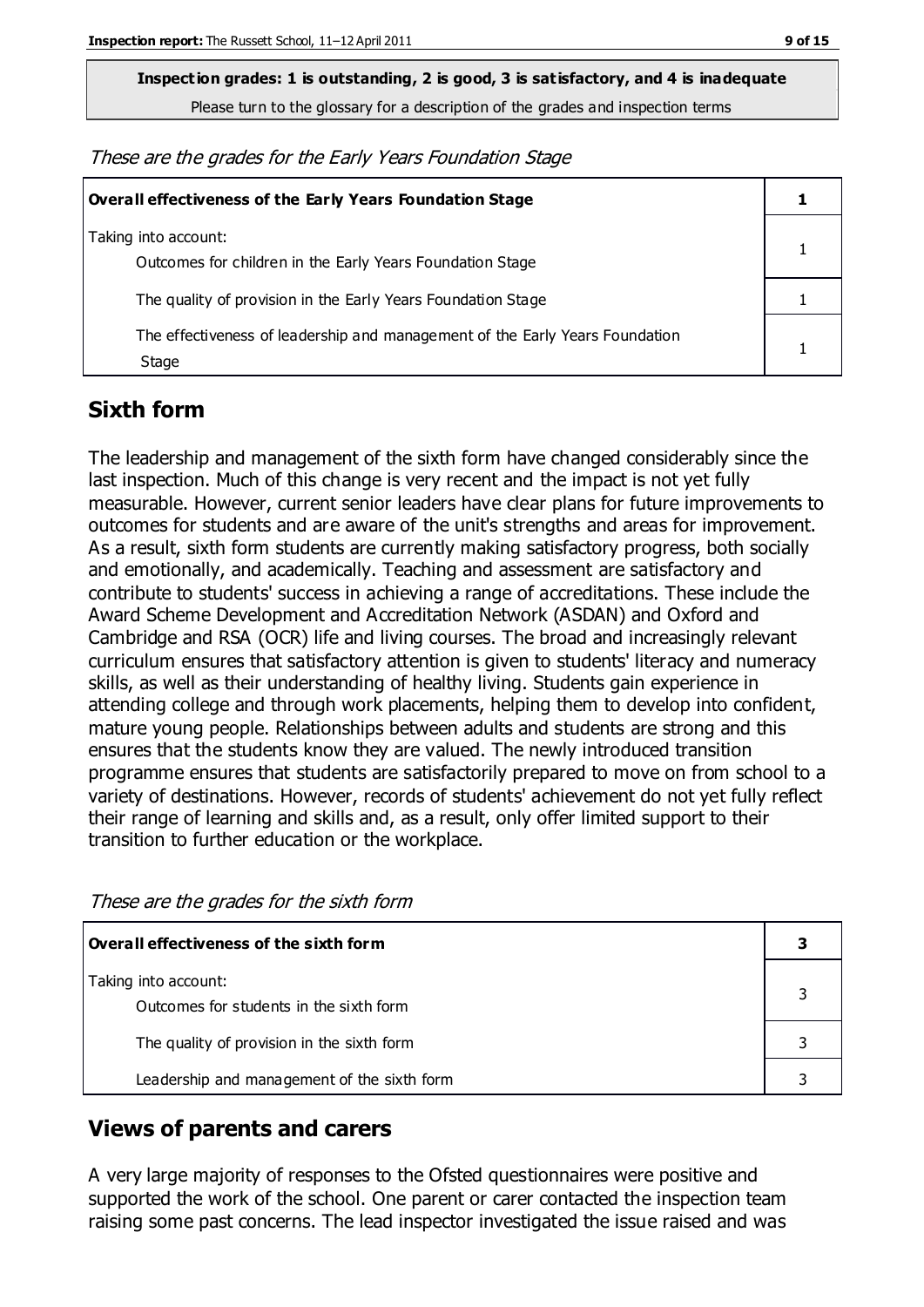**Inspection grades: 1 is outstanding, 2 is good, 3 is satisfactory, and 4 is inadequate**

Please turn to the glossary for a description of the grades and inspection terms

*These are the grades for the Early Years Foundation Stage*

| **Overall effectiveness of the Early Years Foundation Stage** | **1** |
|---|---|
| Taking into account:<br>Outcomes for children in the Early Years Foundation Stage | 1 |
| The quality of provision in the Early Years Foundation Stage | 1 |
| The effectiveness of leadership and management of the Early Years Foundation Stage | 1 |

## Sixth form

The leadership and management of the sixth form have changed considerably since the last inspection. Much of this change is very recent and the impact is not yet fully measurable. However, current senior leaders have clear plans for future improvements to outcomes for students and are aware of the unit's strengths and areas for improvement. As a result, sixth form students are currently making satisfactory progress, both socially and emotionally, and academically. Teaching and assessment are satisfactory and contribute to students' success in achieving a range of accreditations. These include the Award Scheme Development and Accreditation Network (ASDAN) and Oxford and Cambridge and RSA (OCR) life and living courses. The broad and increasingly relevant curriculum ensures that satisfactory attention is given to students' literacy and numeracy skills, as well as their understanding of healthy living. Students gain experience in attending college and through work placements, helping them to develop into confident, mature young people. Relationships between adults and students are strong and this ensures that the students know they are valued. The newly introduced transition programme ensures that students are satisfactorily prepared to move on from school to a variety of destinations. However, records of students' achievement do not yet fully reflect their range of learning and skills and, as a result, only offer limited support to their transition to further education or the workplace.

*These are the grades for the sixth form*

| **Overall effectiveness of the sixth form** | **3** |
|---|---|
| Taking into account:<br>Outcomes for students in the sixth form | 3 |
| The quality of provision in the sixth form | 3 |
| Leadership and management of the sixth form | 3 |

## Views of parents and carers

A very large majority of responses to the Ofsted questionnaires were positive and supported the work of the school. One parent or carer contacted the inspection team raising some past concerns. The lead inspector investigated the issue raised and was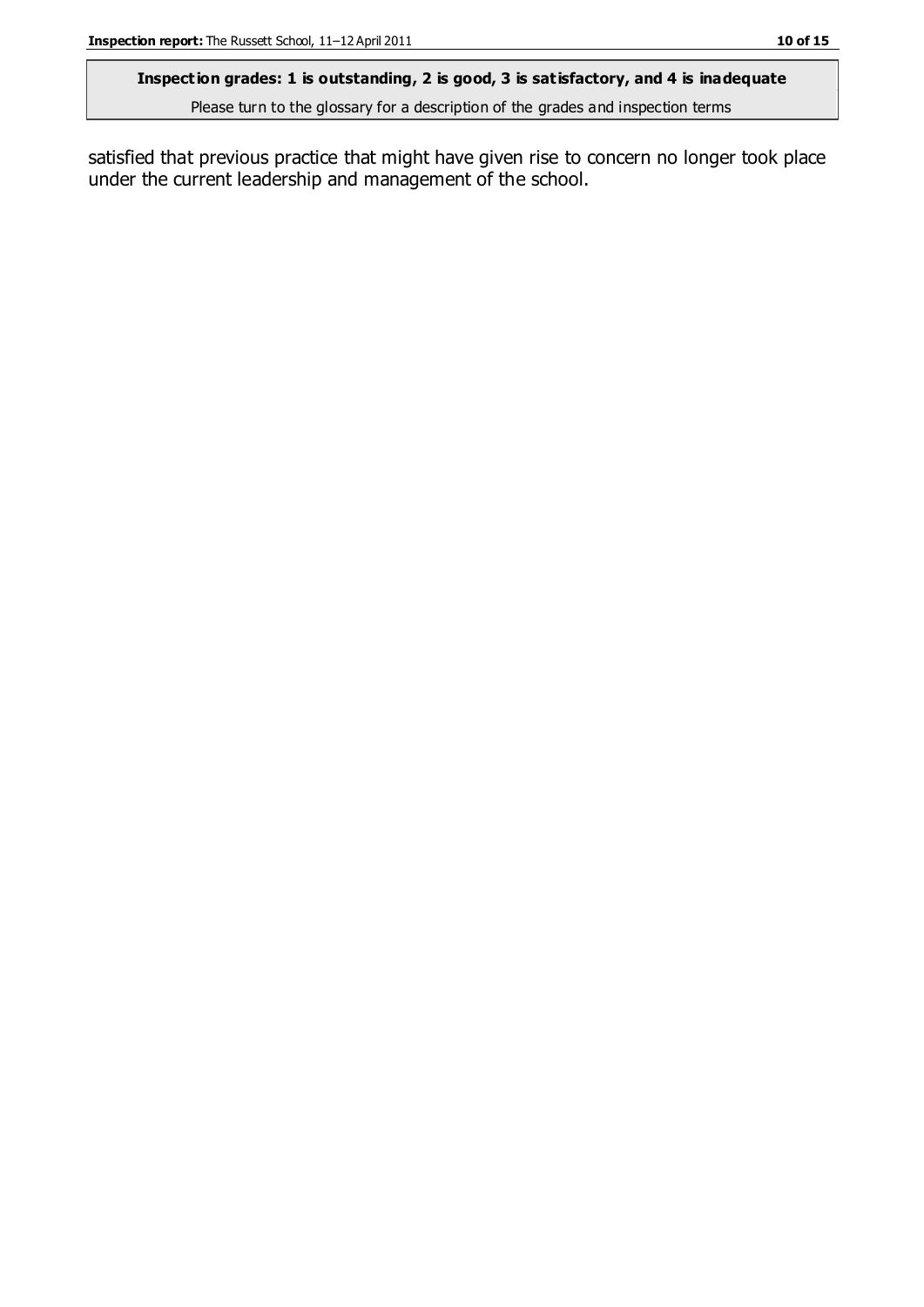satisfied that previous practice that might have given rise to concern no longer took place under the current leadership and management of the school.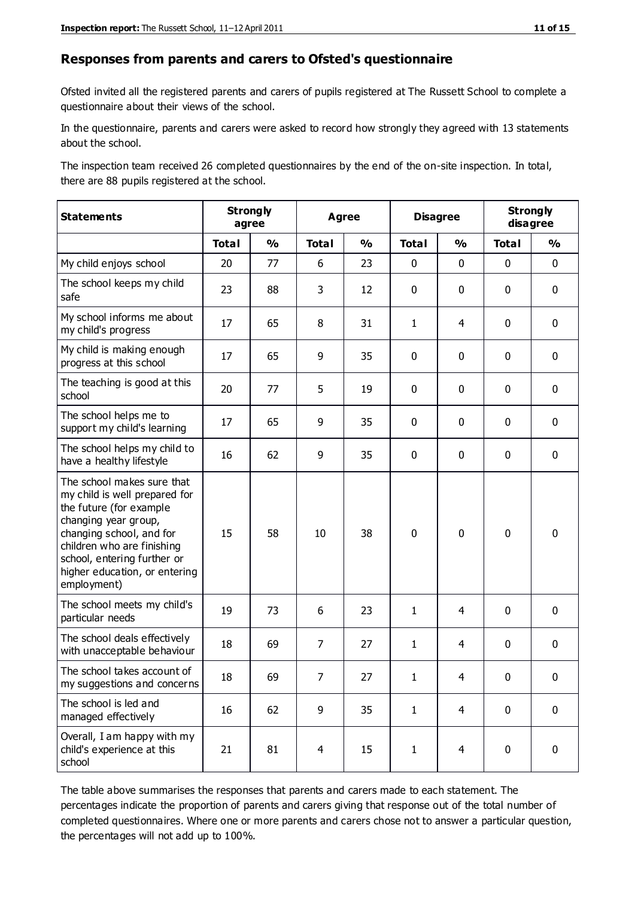## Responses from parents and carers to Ofsted's questionnaire

Ofsted invited all the registered parents and carers of pupils registered at The Russett School to complete a questionnaire about their views of the school.

In the questionnaire, parents and carers were asked to record how strongly they agreed with 13 statements about the school.

The inspection team received 26 completed questionnaires by the end of the on-site inspection. In total, there are 88 pupils registered at the school.

| Statements | Strongly agree | | Agree | | Disagree | | Strongly disagree | |
|---|---|---|---|---|---|---|---|---|
| | Total | % | Total | % | Total | % | Total | % |
| My child enjoys school | 20 | 77 | 6 | 23 | 0 | 0 | 0 | 0 |
| The school keeps my child safe | 23 | 88 | 3 | 12 | 0 | 0 | 0 | 0 |
| My school informs me about my child's progress | 17 | 65 | 8 | 31 | 1 | 4 | 0 | 0 |
| My child is making enough progress at this school | 17 | 65 | 9 | 35 | 0 | 0 | 0 | 0 |
| The teaching is good at this school | 20 | 77 | 5 | 19 | 0 | 0 | 0 | 0 |
| The school helps me to support my child's learning | 17 | 65 | 9 | 35 | 0 | 0 | 0 | 0 |
| The school helps my child to have a healthy lifestyle | 16 | 62 | 9 | 35 | 0 | 0 | 0 | 0 |
| The school makes sure that my child is well prepared for the future (for example changing year group, changing school, and for children who are finishing school, entering further or higher education, or entering employment) | 15 | 58 | 10 | 38 | 0 | 0 | 0 | 0 |
| The school meets my child's particular needs | 19 | 73 | 6 | 23 | 1 | 4 | 0 | 0 |
| The school deals effectively with unacceptable behaviour | 18 | 69 | 7 | 27 | 1 | 4 | 0 | 0 |
| The school takes account of my suggestions and concerns | 18 | 69 | 7 | 27 | 1 | 4 | 0 | 0 |
| The school is led and managed effectively | 16 | 62 | 9 | 35 | 1 | 4 | 0 | 0 |
| Overall, I am happy with my child's experience at this school | 21 | 81 | 4 | 15 | 1 | 4 | 0 | 0 |

The table above summarises the responses that parents and carers made to each statement. The percentages indicate the proportion of parents and carers giving that response out of the total number of completed questionnaires. Where one or more parents and carers chose not to answer a particular question, the percentages will not add up to 100%.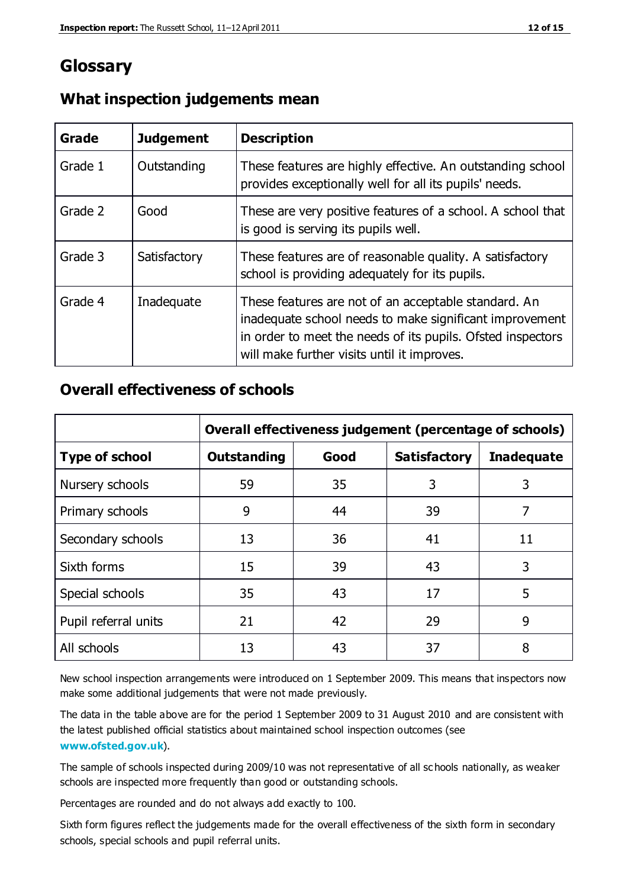# Glossary

## What inspection judgements mean

| Grade | Judgement | Description |
|---|---|---|
| Grade 1 | Outstanding | These features are highly effective. An outstanding school provides exceptionally well for all its pupils' needs. |
| Grade 2 | Good | These are very positive features of a school. A school that is good is serving its pupils well. |
| Grade 3 | Satisfactory | These features are of reasonable quality. A satisfactory school is providing adequately for its pupils. |
| Grade 4 | Inadequate | These features are not of an acceptable standard. An inadequate school needs to make significant improvement in order to meet the needs of its pupils. Ofsted inspectors will make further visits until it improves. |

## Overall effectiveness of schools

| | Overall effectiveness judgement (percentage of schools) | | | |
|---|---|---|---|---|
| **Type of school** | **Outstanding** | **Good** | **Satisfactory** | **Inadequate** |
| Nursery schools | 59 | 35 | 3 | 3 |
| Primary schools | 9 | 44 | 39 | 7 |
| Secondary schools | 13 | 36 | 41 | 11 |
| Sixth forms | 15 | 39 | 43 | 3 |
| Special schools | 35 | 43 | 17 | 5 |
| Pupil referral units | 21 | 42 | 29 | 9 |
| All schools | 13 | 43 | 37 | 8 |

New school inspection arrangements were introduced on 1 September 2009. This means that inspectors now make some additional judgements that were not made previously.

The data in the table above are for the period 1 September 2009 to 31 August 2010 and are consistent with the latest published official statistics about maintained school inspection outcomes (see **www.ofsted.gov.uk**).

The sample of schools inspected during 2009/10 was not representative of all schools nationally, as weaker schools are inspected more frequently than good or outstanding schools.

Percentages are rounded and do not always add exactly to 100.

Sixth form figures reflect the judgements made for the overall effectiveness of the sixth form in secondary schools, special schools and pupil referral units.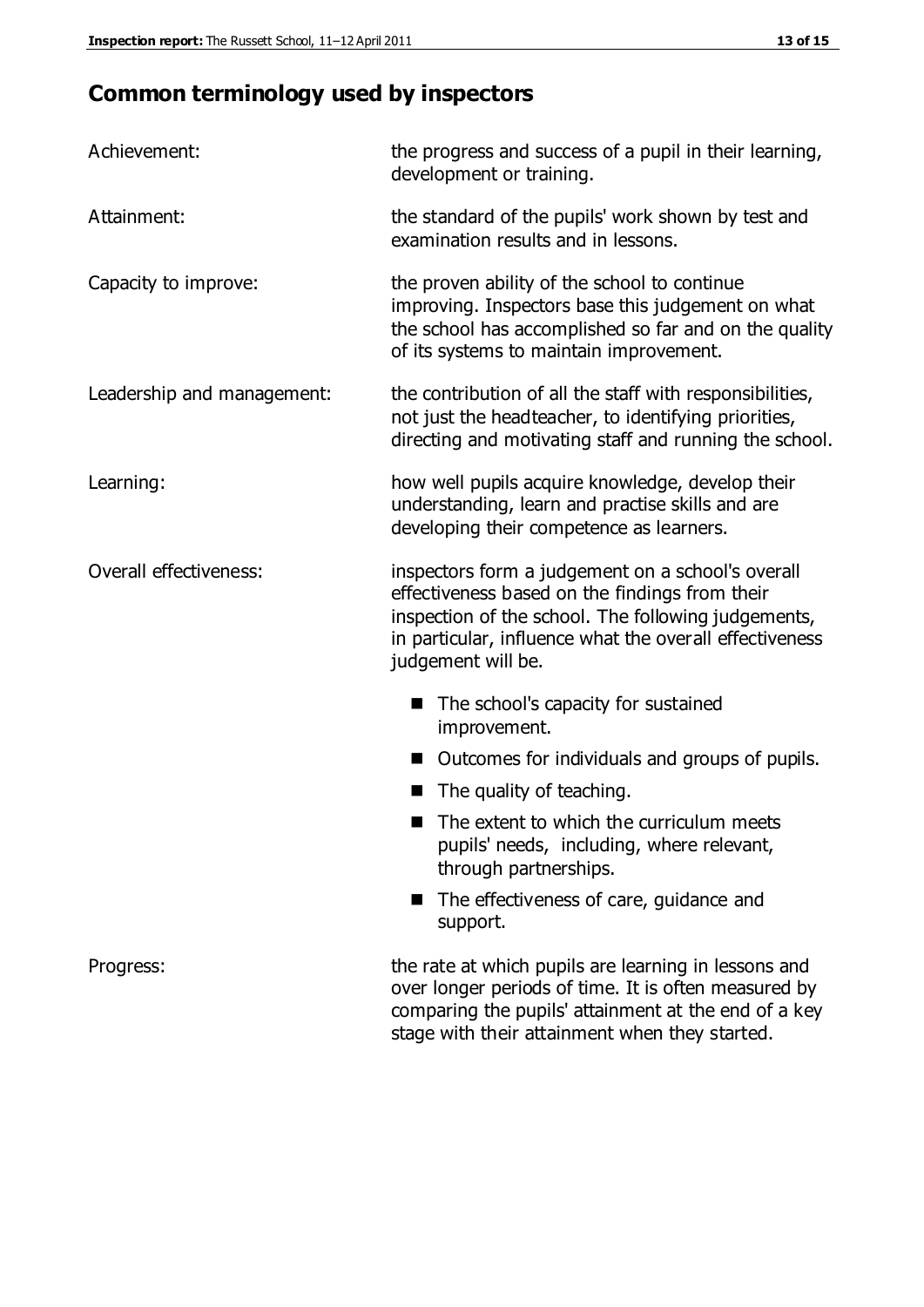## Common terminology used by inspectors

**Achievement:** the progress and success of a pupil in their learning, development or training.

**Attainment:** the standard of the pupils' work shown by test and examination results and in lessons.

**Capacity to improve:** the proven ability of the school to continue improving. Inspectors base this judgement on what the school has accomplished so far and on the quality of its systems to maintain improvement.

**Leadership and management:** the contribution of all the staff with responsibilities, not just the headteacher, to identifying priorities, directing and motivating staff and running the school.

**Learning:** how well pupils acquire knowledge, develop their understanding, learn and practise skills and are developing their competence as learners.

**Overall effectiveness:** inspectors form a judgement on a school's overall effectiveness based on the findings from their inspection of the school. The following judgements, in particular, influence what the overall effectiveness judgement will be.

- The school's capacity for sustained improvement.
- Outcomes for individuals and groups of pupils.
- The quality of teaching.
- The extent to which the curriculum meets pupils' needs, including, where relevant, through partnerships.
- The effectiveness of care, guidance and support.

**Progress:** the rate at which pupils are learning in lessons and over longer periods of time. It is often measured by comparing the pupils' attainment at the end of a key stage with their attainment when they started.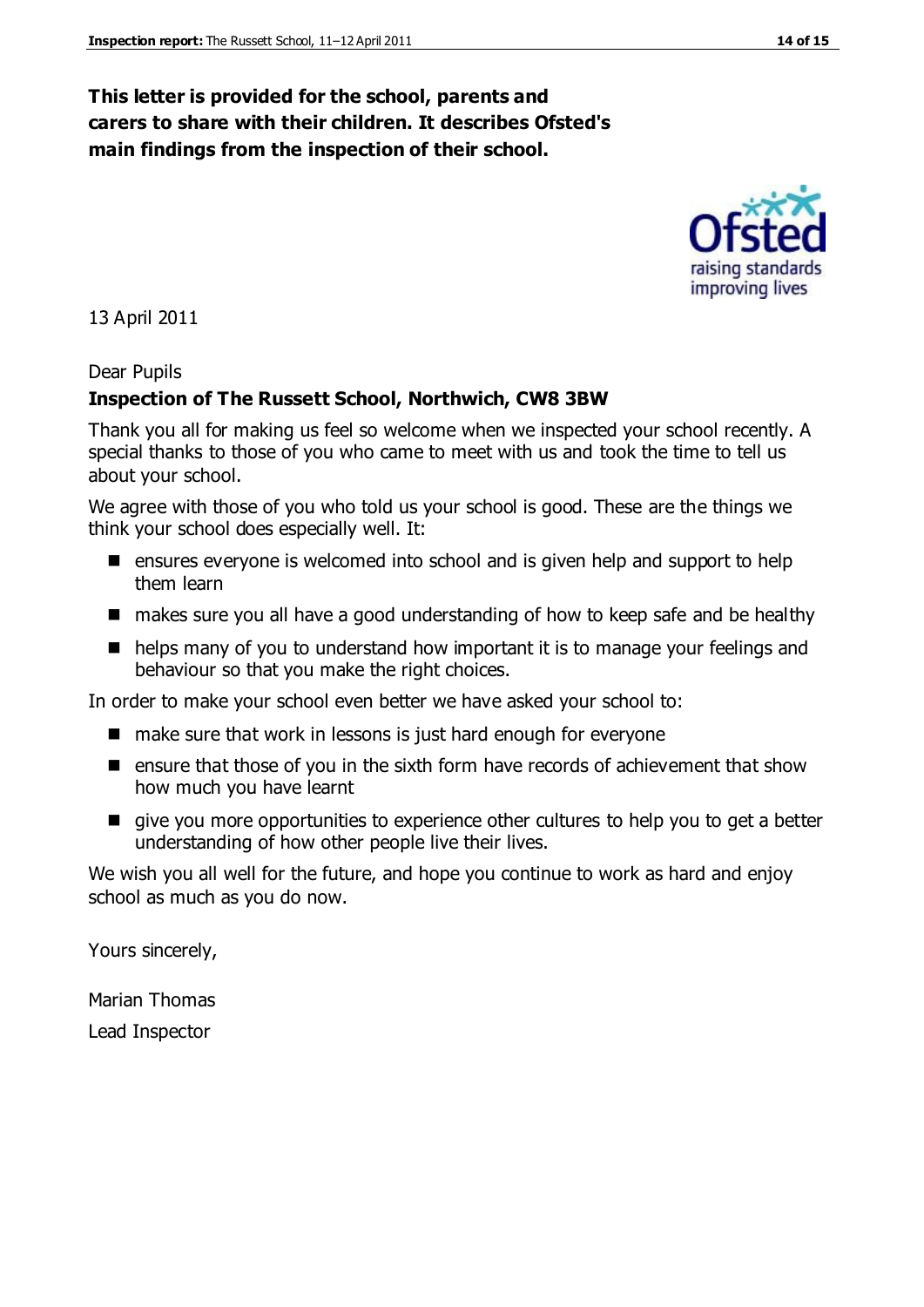**This letter is provided for the school, parents and carers to share with their children. It describes Ofsted's main findings from the inspection of their school.**

13 April 2011

Dear Pupils

**Inspection of The Russett School, Northwich, CW8 3BW**

Thank you all for making us feel so welcome when we inspected your school recently. A special thanks to those of you who came to meet with us and took the time to tell us about your school.

We agree with those of you who told us your school is good. These are the things we think your school does especially well. It:

- ensures everyone is welcomed into school and is given help and support to help them learn
- makes sure you all have a good understanding of how to keep safe and be healthy
- helps many of you to understand how important it is to manage your feelings and behaviour so that you make the right choices.

In order to make your school even better we have asked your school to:

- make sure that work in lessons is just hard enough for everyone
- ensure that those of you in the sixth form have records of achievement that show how much you have learnt
- give you more opportunities to experience other cultures to help you to get a better understanding of how other people live their lives.

We wish you all well for the future, and hope you continue to work as hard and enjoy school as much as you do now.

Yours sincerely,

Marian Thomas

Lead Inspector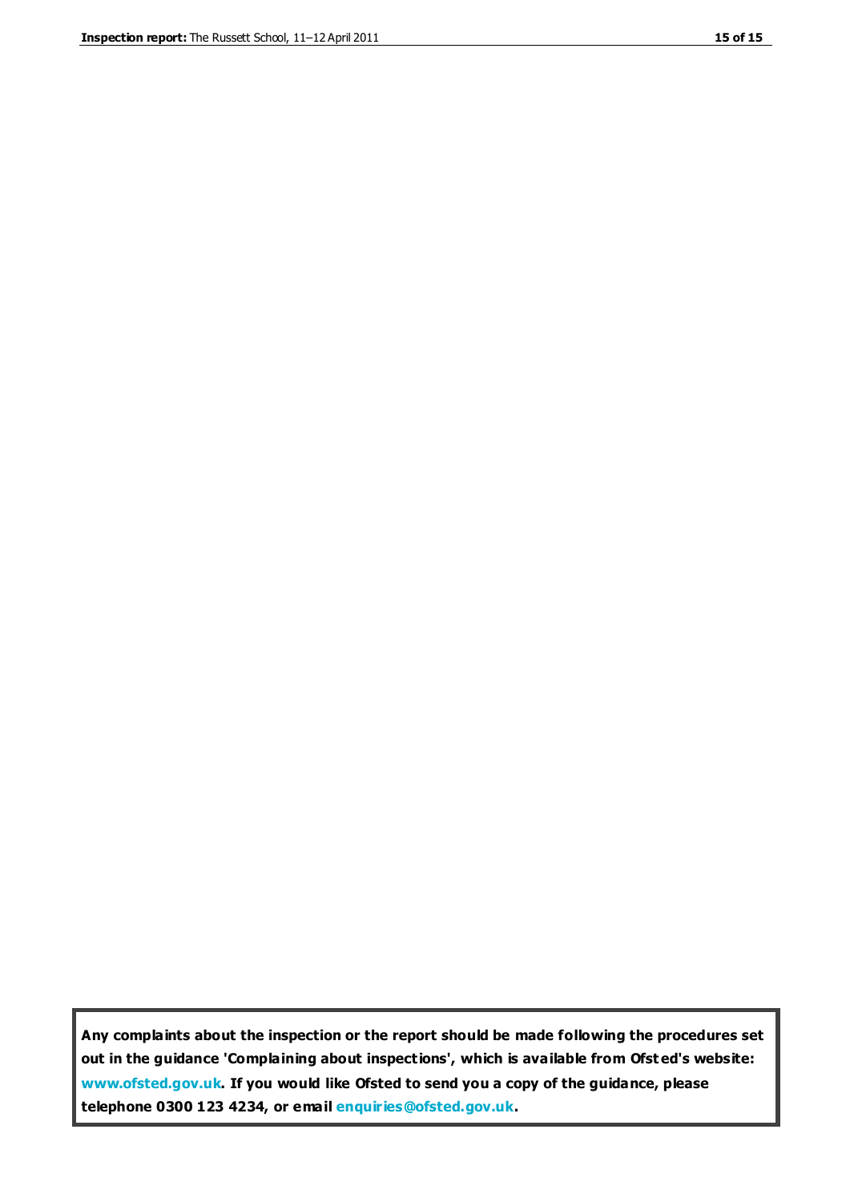**Any complaints about the inspection or the report should be made following the procedures set out in the guidance 'Complaining about inspections', which is available from Ofsted's website: www.ofsted.gov.uk. If you would like Ofsted to send you a copy of the guidance, please telephone 0300 123 4234, or email enquiries@ofsted.gov.uk.**